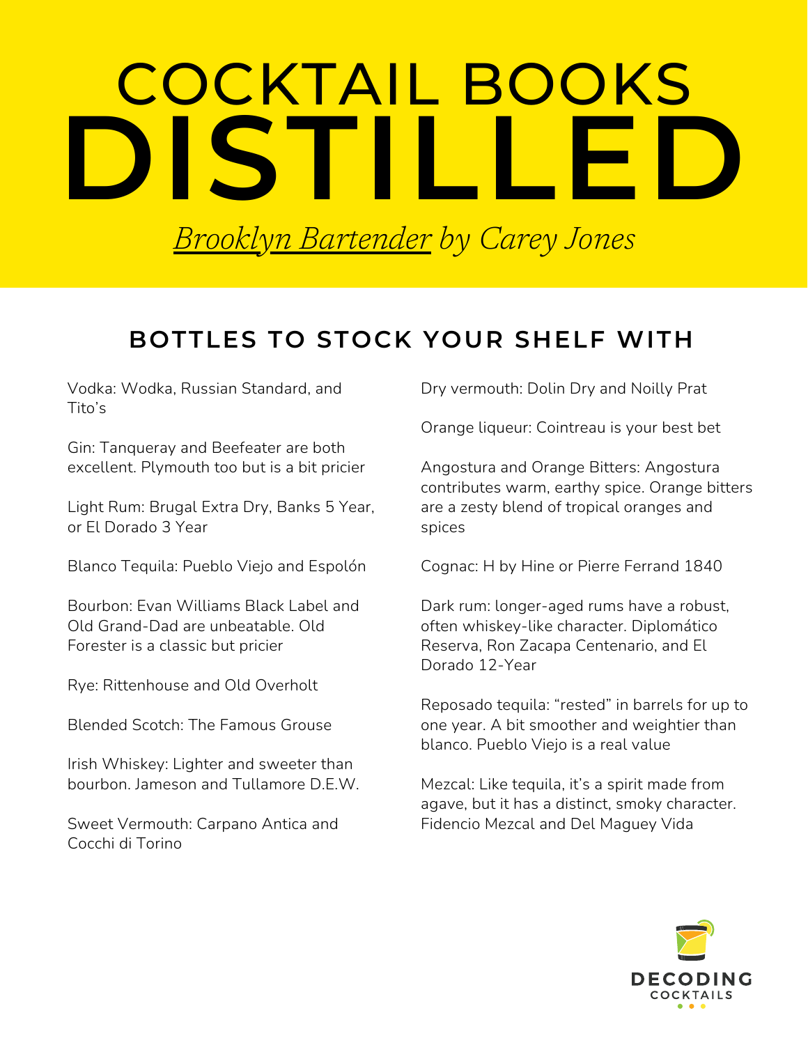# COCKTAIL BOOKS DISTILLED

*Brooklyn Bartender by Carey Jones*

## BOTTLES TO STOCK YOUR SHELF WITH

Vodka: Wodka, Russian Standard, and Tito's

Gin: Tanqueray and Beefeater are both excellent. Plymouth too but is a bit pricier

Light Rum: Brugal Extra Dry, Banks 5 Year, or El Dorado 3 Year

Blanco Tequila: Pueblo Viejo and Espolón

Bourbon: Evan Williams Black Label and Old Grand-Dad are unbeatable. Old Forester is a classic but pricier

Rye: Rittenhouse and Old Overholt

Blended Scotch: The Famous Grouse

Irish Whiskey: Lighter and sweeter than bourbon. Jameson and Tullamore D.E.W.

Sweet Vermouth: Carpano Antica and Cocchi di Torino

Dry vermouth: Dolin Dry and Noilly Prat

Orange liqueur: Cointreau is your best bet

Angostura and Orange Bitters: Angostura contributes warm, earthy spice. Orange bitters are a zesty blend of tropical oranges and spices

Cognac: H by Hine or Pierre Ferrand 1840

Dark rum: longer-aged rums have a robust, often whiskey-like character. Diplomático Reserva, Ron Zacapa Centenario, and El Dorado 12-Year

Reposado tequila: "rested" in barrels for up to one year. A bit smoother and weightier than blanco. Pueblo Viejo is a real value

Mezcal: Like tequila, it's a spirit made from agave, but it has a distinct, smoky character. Fidencio Mezcal and Del Maguey Vida

DECODING COCKTAILS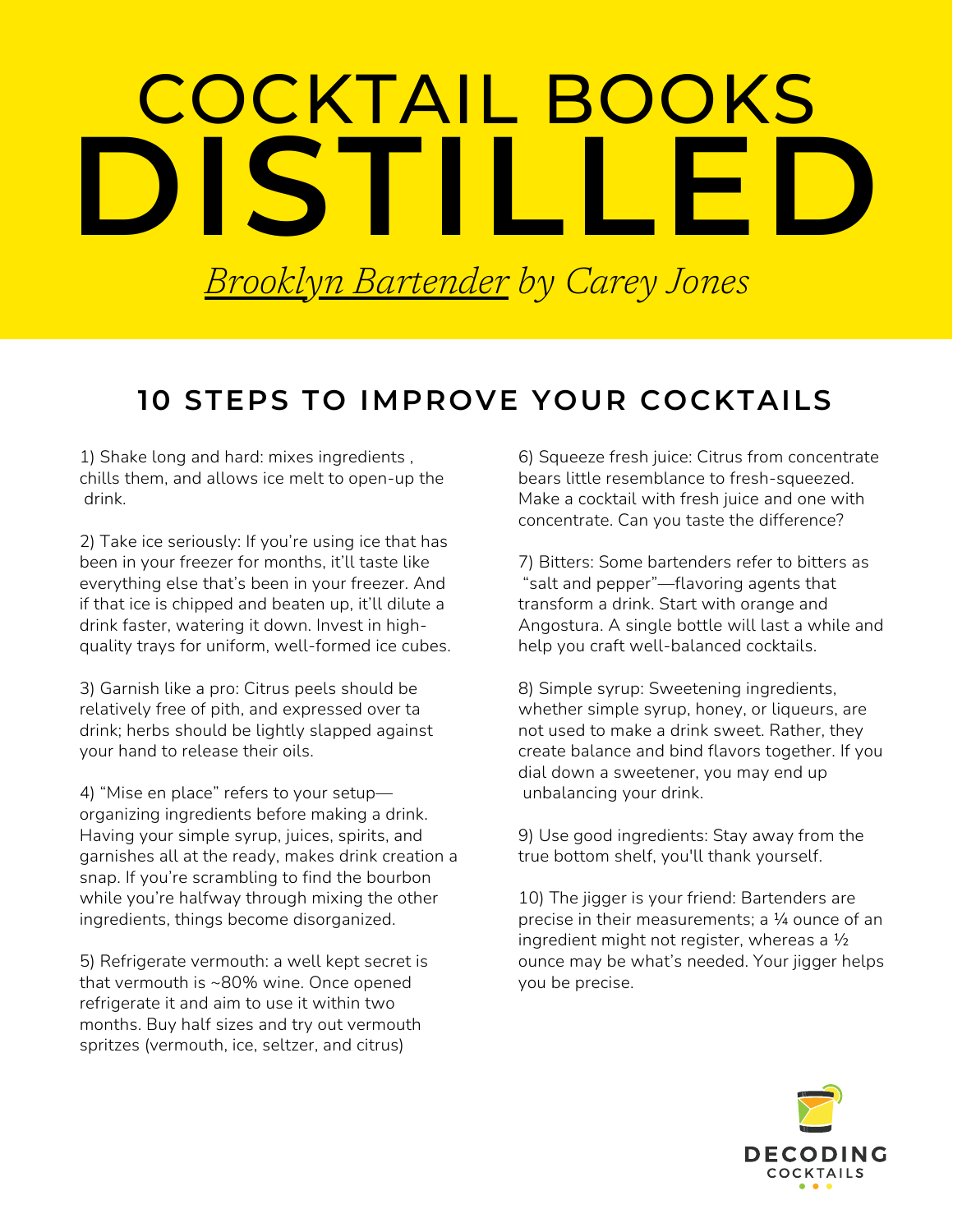# COCKTAIL BOOKS DISTILLED

*Brooklyn Bartender by Carey Jones*

## 10 STEPS TO IMPROVE YOUR COCKTAILS

1) Shake long and hard: mixes ingredients , chills them, and allows ice melt to open-up the drink.

2) Take ice seriously: If you're using ice that has been in your freezer for months, it'll taste like everything else that's been in your freezer. And if that ice is chipped and beaten up, it'll dilute a drink faster, watering it down. Invest in high-quality trays for uniform, well-formed ice cubes.

3) Garnish like a pro: Citrus peels should be relatively free of pith, and expressed over ta drink; herbs should be lightly slapped against your hand to release their oils.

4) "Mise en place" refers to your setup—organizing ingredients before making a drink. Having your simple syrup, juices, spirits, and garnishes all at the ready, makes drink creation a snap. If you're scrambling to find the bourbon while you're halfway through mixing the other ingredients, things become disorganized.

5) Refrigerate vermouth: a well kept secret is that vermouth is ~80% wine. Once opened refrigerate it and aim to use it within two months. Buy half sizes and try out vermouth spritzes (vermouth, ice, seltzer, and citrus)

6) Squeeze fresh juice: Citrus from concentrate bears little resemblance to fresh-squeezed. Make a cocktail with fresh juice and one with concentrate. Can you taste the difference?

7) Bitters: Some bartenders refer to bitters as "salt and pepper"—flavoring agents that transform a drink. Start with orange and Angostura. A single bottle will last a while and help you craft well-balanced cocktails.

8) Simple syrup: Sweetening ingredients, whether simple syrup, honey, or liqueurs, are not used to make a drink sweet. Rather, they create balance and bind flavors together. If you dial down a sweetener, you may end up unbalancing your drink.

9) Use good ingredients: Stay away from the true bottom shelf, you'll thank yourself.

10) The jigger is your friend: Bartenders are precise in their measurements; a ¼ ounce of an ingredient might not register, whereas a ½ ounce may be what's needed. Your jigger helps you be precise.

DECODING COCKTAILS